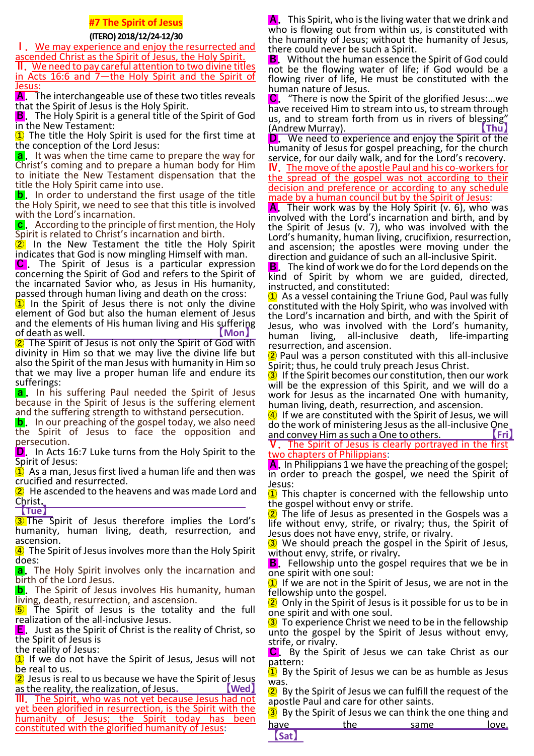# #7 The Spirit of Jesus

**(ITERO) 2018/12/24-12/30**

Ⅰ. We may experience and enjoy the resurrected and ascended Christ as the Spirit of Jesus, the Holy Spirit.

Ⅱ. We need to pay careful attention to two divine titles in Acts 16:6 and 7—the Holy Spirit and the Spirit of Jesus:

**A.** The interchangeable use of these two titles reveals that the Spirit of Jesus is the Holy Spirit.

**B.** The Holy Spirit is a general title of the Spirit of God in the New Testament:

① The title the Holy Spirit is used for the first time at the conception of the Lord Jesus:

**a.** It was when the time came to prepare the way for Christ's coming and to prepare a human body for Him to initiate the New Testament dispensation that the title the Holy Spirit came into use.

**b.** In order to understand the first usage of the title the Holy Spirit, we need to see that this title is involved with the Lord's incarnation.

**c.** According to the principle of first mention, the Holy Spirit is related to Christ's incarnation and birth.

② In the New Testament the title the Holy Spirit indicates that God is now mingling Himself with man.

**C.** The Spirit of Jesus is a particular expression concerning the Spirit of God and refers to the Spirit of the incarnated Savior who, as Jesus in His humanity, passed through human living and death on the cross:

① In the Spirit of Jesus there is not only the divine element of God but also the human element of Jesus and the elements of His human living and His suffering of death as well. 【Mon】

② The Spirit of Jesus is not only the Spirit of God with divinity in Him so that we may live the divine life but also the Spirit of the man Jesus with humanity in Him so that we may live a proper human life and endure its sufferings:

**a.** In his suffering Paul needed the Spirit of Jesus because in the Spirit of Jesus is the suffering element and the suffering strength to withstand persecution.

**b.** In our preaching of the gospel today, we also need the Spirit of Jesus to face the opposition and persecution.

**D.** In Acts 16:7 Luke turns from the Holy Spirit to the Spirit of Jesus:

① As a man, Jesus first lived a human life and then was crucified and resurrected.

② He ascended to the heavens and was made Lord and Christ.

【Tue】

③ The Spirit of Jesus therefore implies the Lord's humanity, human living, death, resurrection, and ascension.

④ The Spirit of Jesus involves more than the Holy Spirit does:

**a.** The Holy Spirit involves only the incarnation and birth of the Lord Jesus.

**b.** The Spirit of Jesus involves His humanity, human living, death, resurrection, and ascension.

⑤ The Spirit of Jesus is the totality and the full realization of the all-inclusive Jesus.

**E.** Just as the Spirit of Christ is the reality of Christ, so the Spirit of Jesus is the reality of Jesus:

① If we do not have the Spirit of Jesus, Jesus will not be real to us.

② Jesus is real to us because we have the Spirit of Jesus as the reality, the realization, of Jesus. 【Wed】

Ⅲ. The Spirit, who was not yet because Jesus had not yet been glorified in resurrection, is the Spirit with the humanity of Jesus; the Spirit today has been constituted with the glorified humanity of Jesus:

**A.** This Spirit, who is the living water that we drink and who is flowing out from within us, is constituted with the humanity of Jesus; without the humanity of Jesus, there could never be such a Spirit.

**B.** Without the human essence the Spirit of God could not be the flowing water of life; if God would be a flowing river of life, He must be constituted with the human nature of Jesus.

**C.** "There is now the Spirit of the glorified Jesus:...we have received Him to stream into us, to stream through us, and to stream forth from us in rivers of blessing" (Andrew Murray). 【Thu】

**D.** We need to experience and enjoy the Spirit of the humanity of Jesus for gospel preaching, for the church service, for our daily walk, and for the Lord's recovery.

Ⅳ. The move of the apostle Paul and his co-workers for the spread of the gospel was not according to their decision and preference or according to any schedule made by a human council but by the Spirit of Jesus:

**A.** Their work was by the Holy Spirit (v. 6), who was involved with the Lord's incarnation and birth, and by the Spirit of Jesus (v. 7), who was involved with the Lord's humanity, human living, crucifixion, resurrection, and ascension; the apostles were moving under the direction and guidance of such an all-inclusive Spirit.

**B.** The kind of work we do for the Lord depends on the kind of Spirit by whom we are guided, directed, instructed, and constituted:

① As a vessel containing the Triune God, Paul was fully constituted with the Holy Spirit, who was involved with the Lord's incarnation and birth, and with the Spirit of Jesus, who was involved with the Lord's humanity, human living, all-inclusive death, life-imparting resurrection, and ascension.

② Paul was a person constituted with this all-inclusive Spirit; thus, he could truly preach Jesus Christ.

③ If the Spirit becomes our constitution, then our work will be the expression of this Spirit, and we will do a work for Jesus as the incarnated One with humanity, human living, death, resurrection, and ascension.

④ If we are constituted with the Spirit of Jesus, we will do the work of ministering Jesus as the all-inclusive One and convey Him as such a One to others. 【Fri】

Ⅴ. The Spirit of Jesus is clearly portrayed in the first two chapters of Philippians:

**A.** In Philippians 1 we have the preaching of the gospel; in order to preach the gospel, we need the Spirit of Jesus:

① This chapter is concerned with the fellowship unto the gospel without envy or strife.

② The life of Jesus as presented in the Gospels was a life without envy, strife, or rivalry; thus, the Spirit of Jesus does not have envy, strife, or rivalry.

③ We should preach the gospel in the Spirit of Jesus, without envy, strife, or rivalry.

**B.** Fellowship unto the gospel requires that we be in one spirit with one soul:

① If we are not in the Spirit of Jesus, we are not in the fellowship unto the gospel.

② Only in the Spirit of Jesus is it possible for us to be in one spirit and with one soul.

③ To experience Christ we need to be in the fellowship unto the gospel by the Spirit of Jesus without envy, strife, or rivalry.

**C.** By the Spirit of Jesus we can take Christ as our pattern:

① By the Spirit of Jesus we can be as humble as Jesus was.

② By the Spirit of Jesus we can fulfill the request of the apostle Paul and care for other saints.

③ By the Spirit of Jesus we can think the one thing and have the same love.

【Sat】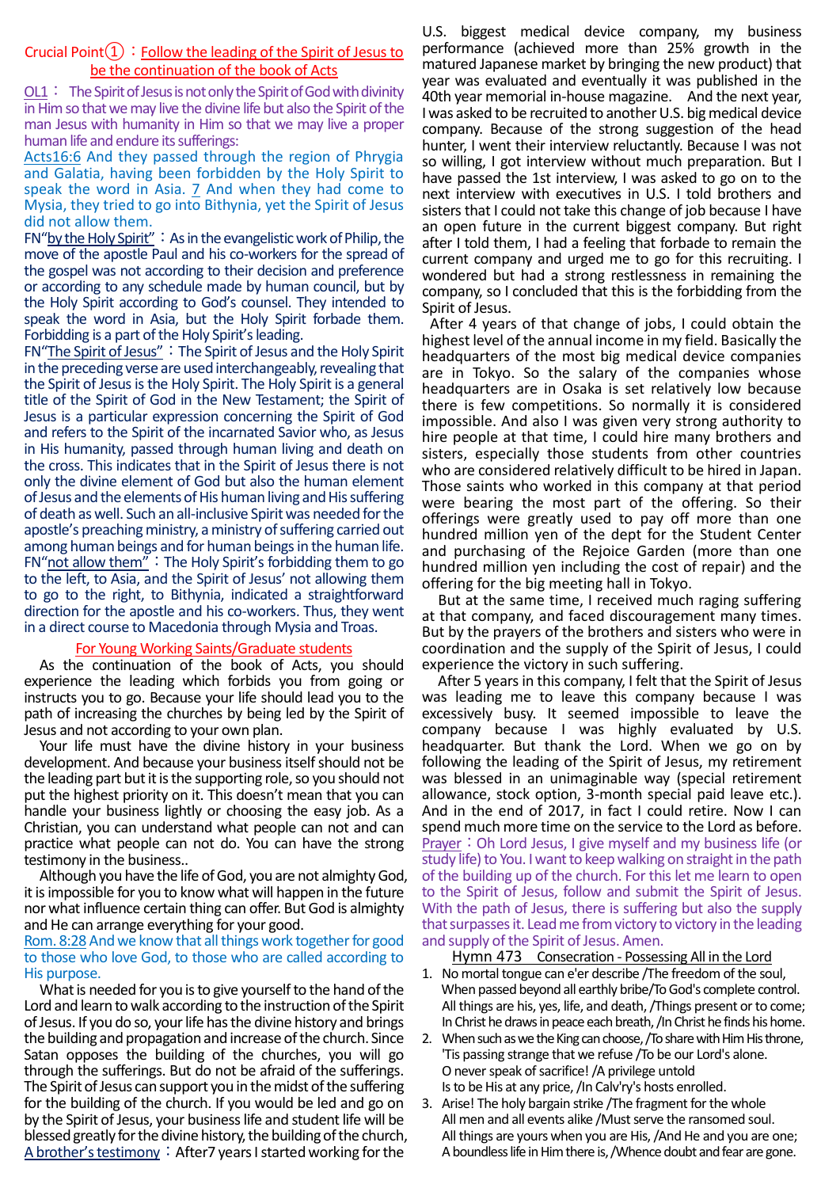## Crucial Point①：Follow the leading of the Spirit of Jesus to be the continuation of the book of Acts

OL1： The Spirit of Jesus is not only the Spirit of God with divinity in Him so that we may live the divine life but also the Spirit of the man Jesus with humanity in Him so that we may live a proper human life and endure its sufferings:

Acts16:6 And they passed through the region of Phrygia and Galatia, having been forbidden by the Holy Spirit to speak the word in Asia. 7 And when they had come to Mysia, they tried to go into Bithynia, yet the Spirit of Jesus did not allow them.

FN"by the Holy Spirit"：As in the evangelistic work of Philip, the move of the apostle Paul and his co-workers for the spread of the gospel was not according to their decision and preference or according to any schedule made by human council, but by the Holy Spirit according to God's counsel. They intended to speak the word in Asia, but the Holy Spirit forbade them. Forbidding is a part of the Holy Spirit's leading.

FN"The Spirit of Jesus"：The Spirit of Jesus and the Holy Spirit in the preceding verse are used interchangeably, revealing that the Spirit of Jesus is the Holy Spirit. The Holy Spirit is a general title of the Spirit of God in the New Testament; the Spirit of Jesus is a particular expression concerning the Spirit of God and refers to the Spirit of the incarnated Savior who, as Jesus in His humanity, passed through human living and death on the cross. This indicates that in the Spirit of Jesus there is not only the divine element of God but also the human element of Jesus and the elements of His human living and His suffering of death as well. Such an all-inclusive Spirit was needed for the apostle's preaching ministry, a ministry of suffering carried out among human beings and for human beings in the human life.

FN"not allow them"：The Holy Spirit's forbidding them to go to the left, to Asia, and the Spirit of Jesus' not allowing them to go to the right, to Bithynia, indicated a straightforward direction for the apostle and his co-workers. Thus, they went in a direct course to Macedonia through Mysia and Troas.

### For Young Working Saints/Graduate students

As the continuation of the book of Acts, you should experience the leading which forbids you from going or instructs you to go. Because your life should lead you to the path of increasing the churches by being led by the Spirit of Jesus and not according to your own plan.

Your life must have the divine history in your business development. And because your business itself should not be the leading part but it is the supporting role, so you should not put the highest priority on it. This doesn't mean that you can handle your business lightly or choosing the easy job. As a Christian, you can understand what people can not and can practice what people can not do. You can have the strong testimony in the business..

Although you have the life of God, you are not almighty God, it is impossible for you to know what will happen in the future nor what influence certain thing can offer. But God is almighty and He can arrange everything for your good.

Rom. 8:28 And we know that all things work together for good to those who love God, to those who are called according to His purpose.

What is needed for you is to give yourself to the hand of the Lord and learn to walk according to the instruction of the Spirit of Jesus. If you do so, your life has the divine history and brings the building and propagation and increase of the church. Since Satan opposes the building of the churches, you will go through the sufferings. But do not be afraid of the sufferings. The Spirit of Jesus can support you in the midst of the suffering for the building of the church. If you would be led and go on by the Spirit of Jesus, your business life and student life will be blessed greatly for the divine history, the building of the church,

A brother's testimony：After7 years I started working for the U.S. biggest medical device company, my business performance (achieved more than 25% growth in the matured Japanese market by bringing the new product) that year was evaluated and eventually it was published in the 40th year memorial in-house magazine. And the next year, I was asked to be recruited to another U.S. big medical device company. Because of the strong suggestion of the head hunter, I went their interview reluctantly. Because I was not so willing, I got interview without much preparation. But I have passed the 1st interview, I was asked to go on to the next interview with executives in U.S. I told brothers and sisters that I could not take this change of job because I have an open future in the current biggest company. But right after I told them, I had a feeling that forbade to remain the current company and urged me to go for this recruiting. I wondered but had a strong restlessness in remaining the company, so I concluded that this is the forbidding from the Spirit of Jesus.

After 4 years of that change of jobs, I could obtain the highest level of the annual income in my field. Basically the headquarters of the most big medical device companies are in Tokyo. So the salary of the companies whose headquarters are in Osaka is set relatively low because there is few competitions. So normally it is considered impossible. And also I was given very strong authority to hire people at that time, I could hire many brothers and sisters, especially those students from other countries who are considered relatively difficult to be hired in Japan. Those saints who worked in this company at that period were bearing the most part of the offering. So their offerings were greatly used to pay off more than one hundred million yen of the dept for the Student Center and purchasing of the Rejoice Garden (more than one hundred million yen including the cost of repair) and the offering for the big meeting hall in Tokyo.

But at the same time, I received much raging suffering at that company, and faced discouragement many times. But by the prayers of the brothers and sisters who were in coordination and the supply of the Spirit of Jesus, I could experience the victory in such suffering.

After 5 years in this company, I felt that the Spirit of Jesus was leading me to leave this company because I was excessively busy. It seemed impossible to leave the company because I was highly evaluated by U.S. headquarter. But thank the Lord. When we go on by following the leading of the Spirit of Jesus, my retirement was blessed in an unimaginable way (special retirement allowance, stock option, 3-month special paid leave etc.). And in the end of 2017, in fact I could retire. Now I can spend much more time on the service to the Lord as before.

Prayer：Oh Lord Jesus, I give myself and my business life (or study life) to You. I want to keep walking on straight in the path of the building up of the church. For this let me learn to open to the Spirit of Jesus, follow and submit the Spirit of Jesus. With the path of Jesus, there is suffering but also the supply that surpasses it. Lead me from victory to victory in the leading and supply of the Spirit of Jesus. Amen.

### Hymn 473 Consecration - Possessing All in the Lord

1. No mortal tongue can e'er describe /The freedom of the soul,
   When passed beyond all earthly bribe/To God's complete control.
   All things are his, yes, life, and death, /Things present or to come;
   In Christ he draws in peace each breath, /In Christ he finds his home.
2. When such as we the King can choose, /To share with Him His throne,
   'Tis passing strange that we refuse /To be our Lord's alone.
   O never speak of sacrifice! /A privilege untold
   Is to be His at any price, /In Calv'ry's hosts enrolled.
3. Arise! The holy bargain strike /The fragment for the whole
   All men and all events alike /Must serve the ransomed soul.
   All things are yours when you are His, /And He and you are one;
   A boundless life in Him there is, /Whence doubt and fear are gone.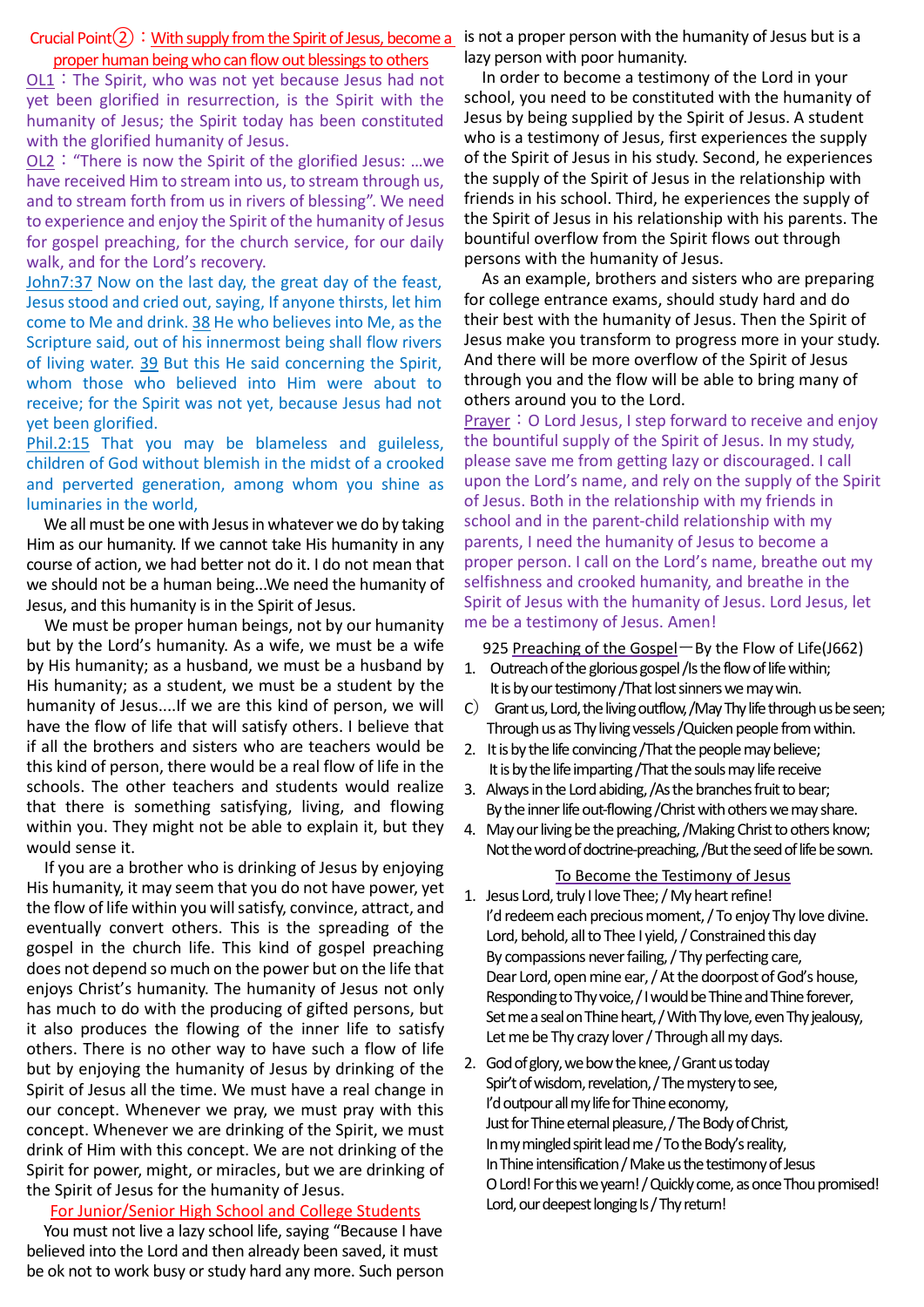## Crucial Point②：With supply from the Spirit of Jesus, become a proper human being who can flow out blessings to others

OL1：The Spirit, who was not yet because Jesus had not yet been glorified in resurrection, is the Spirit with the humanity of Jesus; the Spirit today has been constituted with the glorified humanity of Jesus.

OL2："There is now the Spirit of the glorified Jesus: …we have received Him to stream into us, to stream through us, and to stream forth from us in rivers of blessing". We need to experience and enjoy the Spirit of the humanity of Jesus for gospel preaching, for the church service, for our daily walk, and for the Lord's recovery.

John7:37 Now on the last day, the great day of the feast, Jesus stood and cried out, saying, If anyone thirsts, let him come to Me and drink. 38 He who believes into Me, as the Scripture said, out of his innermost being shall flow rivers of living water. 39 But this He said concerning the Spirit, whom those who believed into Him were about to receive; for the Spirit was not yet, because Jesus had not yet been glorified.

Phil.2:15 That you may be blameless and guileless, children of God without blemish in the midst of a crooked and perverted generation, among whom you shine as luminaries in the world,

We all must be one with Jesus in whatever we do by taking Him as our humanity. If we cannot take His humanity in any course of action, we had better not do it. I do not mean that we should not be a human being...We need the humanity of Jesus, and this humanity is in the Spirit of Jesus.

We must be proper human beings, not by our humanity but by the Lord's humanity. As a wife, we must be a wife by His humanity; as a husband, we must be a husband by His humanity; as a student, we must be a student by the humanity of Jesus....If we are this kind of person, we will have the flow of life that will satisfy others. I believe that if all the brothers and sisters who are teachers would be this kind of person, there would be a real flow of life in the schools. The other teachers and students would realize that there is something satisfying, living, and flowing within you. They might not be able to explain it, but they would sense it.

If you are a brother who is drinking of Jesus by enjoying His humanity, it may seem that you do not have power, yet the flow of life within you will satisfy, convince, attract, and eventually convert others. This is the spreading of the gospel in the church life. This kind of gospel preaching does not depend so much on the power but on the life that enjoys Christ's humanity. The humanity of Jesus not only has much to do with the producing of gifted persons, but it also produces the flowing of the inner life to satisfy others. There is no other way to have such a flow of life but by enjoying the humanity of Jesus by drinking of the Spirit of Jesus all the time. We must have a real change in our concept. Whenever we pray, we must pray with this concept. Whenever we are drinking of the Spirit, we must drink of Him with this concept. We are not drinking of the Spirit for power, might, or miracles, but we are drinking of the Spirit of Jesus for the humanity of Jesus.

### For Junior/Senior High School and College Students

You must not live a lazy school life, saying "Because I have believed into the Lord and then already been saved, it must be ok not to work busy or study hard any more. Such person is not a proper person with the humanity of Jesus but is a lazy person with poor humanity.

In order to become a testimony of the Lord in your school, you need to be constituted with the humanity of Jesus by being supplied by the Spirit of Jesus. A student who is a testimony of Jesus, first experiences the supply of the Spirit of Jesus in his study. Second, he experiences the supply of the Spirit of Jesus in the relationship with friends in his school. Third, he experiences the supply of the Spirit of Jesus in his relationship with his parents. The bountiful overflow from the Spirit flows out through persons with the humanity of Jesus.

As an example, brothers and sisters who are preparing for college entrance exams, should study hard and do their best with the humanity of Jesus. Then the Spirit of Jesus make you transform to progress more in your study. And there will be more overflow of the Spirit of Jesus through you and the flow will be able to bring many of others around you to the Lord.

Prayer：O Lord Jesus, I step forward to receive and enjoy the bountiful supply of the Spirit of Jesus. In my study, please save me from getting lazy or discouraged. I call upon the Lord's name, and rely on the supply of the Spirit of Jesus. Both in the relationship with my friends in school and in the parent-child relationship with my parents, I need the humanity of Jesus to become a proper person. I call on the Lord's name, breathe out my selfishness and crooked humanity, and breathe in the Spirit of Jesus with the humanity of Jesus. Lord Jesus, let me be a testimony of Jesus. Amen!

925 Preaching of the Gospel—By the Flow of Life(J662)

1. Outreach of the glorious gospel /Is the flow of life within;
   It is by our testimony /That lost sinners we may win.

C) Grant us, Lord, the living outflow, /May Thy life through us be seen;
   Through us as Thy living vessels /Quicken people from within.

2. It is by the life convincing /That the people may believe;
   It is by the life imparting /That the souls may life receive
3. Always in the Lord abiding, /As the branches fruit to bear;
   By the inner life out-flowing /Christ with others we may share.
4. May our living be the preaching, /Making Christ to others know;
   Not the word of doctrine-preaching, /But the seed of life be sown.

To Become the Testimony of Jesus

1. Jesus Lord, truly I love Thee; / My heart refine!
   I'd redeem each precious moment, / To enjoy Thy love divine.
   Lord, behold, all to Thee I yield, / Constrained this day
   By compassions never failing, / Thy perfecting care,
   Dear Lord, open mine ear, / At the doorpost of God's house,
   Responding to Thy voice, / I would be Thine and Thine forever,
   Set me a seal on Thine heart, / With Thy love, even Thy jealousy,
   Let me be Thy crazy lover / Through all my days.
2. God of glory, we bow the knee, / Grant us today
   Spir't of wisdom, revelation, / The mystery to see,
   I'd outpour all my life for Thine economy,
   Just for Thine eternal pleasure, / The Body of Christ,
   In my mingled spirit lead me / To the Body's reality,
   In Thine intensification / Make us the testimony of Jesus
   O Lord! For this we yearn! / Quickly come, as once Thou promised!
   Lord, our deepest longing Is / Thy return!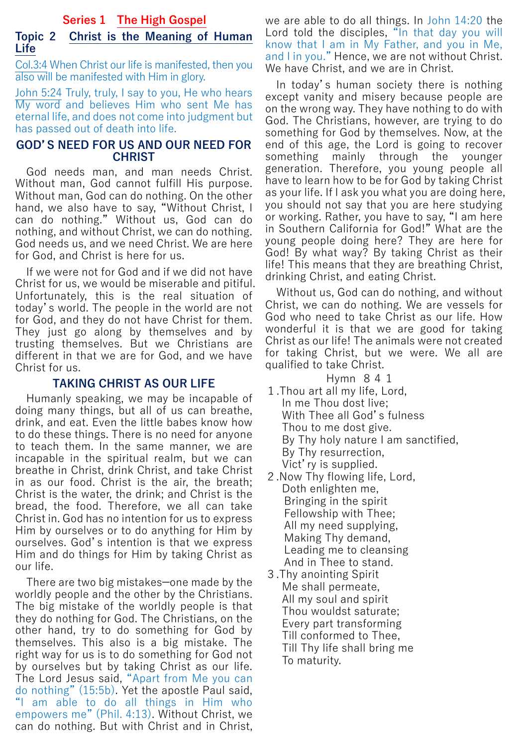# Series 1　The High Gospel

## Topic 2　Christ is the Meaning of Human Life

Col.3:4 When Christ our life is manifested, then you also will be manifested with Him in glory.

John 5:24 Truly, truly, I say to you, He who hears My word and believes Him who sent Me has eternal life, and does not come into judgment but has passed out of death into life.

### GOD'S NEED FOR US AND OUR NEED FOR CHRIST

God needs man, and man needs Christ. Without man, God cannot fulfill His purpose. Without man, God can do nothing. On the other hand, we also have to say, "Without Christ, I can do nothing." Without us, God can do nothing, and without Christ, we can do nothing. God needs us, and we need Christ. We are here for God, and Christ is here for us.

If we were not for God and if we did not have Christ for us, we would be miserable and pitiful. Unfortunately, this is the real situation of today's world. The people in the world are not for God, and they do not have Christ for them. They just go along by themselves and by trusting themselves. But we Christians are different in that we are for God, and we have Christ for us.

### TAKING CHRIST AS OUR LIFE

Humanly speaking, we may be incapable of doing many things, but all of us can breathe, drink, and eat. Even the little babes know how to do these things. There is no need for anyone to teach them. In the same manner, we are incapable in the spiritual realm, but we can breathe in Christ, drink Christ, and take Christ in as our food. Christ is the air, the breath; Christ is the water, the drink; and Christ is the bread, the food. Therefore, we all can take Christ in. God has no intention for us to express Him by ourselves or to do anything for Him by ourselves. God's intention is that we express Him and do things for Him by taking Christ as our life.

There are two big mistakes—one made by the worldly people and the other by the Christians. The big mistake of the worldly people is that they do nothing for God. The Christians, on the other hand, try to do something for God by themselves. This also is a big mistake. The right way for us is to do something for God not by ourselves but by taking Christ as our life. The Lord Jesus said, "Apart from Me you can do nothing" (15:5b). Yet the apostle Paul said, "I am able to do all things in Him who empowers me" (Phil. 4:13). Without Christ, we can do nothing. But with Christ and in Christ, we are able to do all things. In John 14:20 the Lord told the disciples, "In that day you will know that I am in My Father, and you in Me, and I in you." Hence, we are not without Christ. We have Christ, and we are in Christ.

In today's human society there is nothing except vanity and misery because people are on the wrong way. They have nothing to do with God. The Christians, however, are trying to do something for God by themselves. Now, at the end of this age, the Lord is going to recover something mainly through the younger generation. Therefore, you young people all have to learn how to be for God by taking Christ as your life. If I ask you what you are doing here, you should not say that you are here studying or working. Rather, you have to say, "I am here in Southern California for God!" What are the young people doing here? They are here for God! By what way? By taking Christ as their life! This means that they are breathing Christ, drinking Christ, and eating Christ.

Without us, God can do nothing, and without Christ, we can do nothing. We are vessels for God who need to take Christ as our life. How wonderful it is that we are good for taking Christ as our life! The animals were not created for taking Christ, but we were. We all are qualified to take Christ.

Hymn 841

1. Thou art all my life, Lord,
   In me Thou dost live;
   With Thee all God's fulness
   Thou to me dost give.
   By Thy holy nature I am sanctified,
   By Thy resurrection,
   Vict'ry is supplied.

2. Now Thy flowing life, Lord,
   Doth enlighten me,
   Bringing in the spirit
   Fellowship with Thee;
   All my need supplying,
   Making Thy demand,
   Leading me to cleansing
   And in Thee to stand.

3. Thy anointing Spirit
   Me shall permeate,
   All my soul and spirit
   Thou wouldst saturate;
   Every part transforming
   Till conformed to Thee,
   Till Thy life shall bring me
   To maturity.